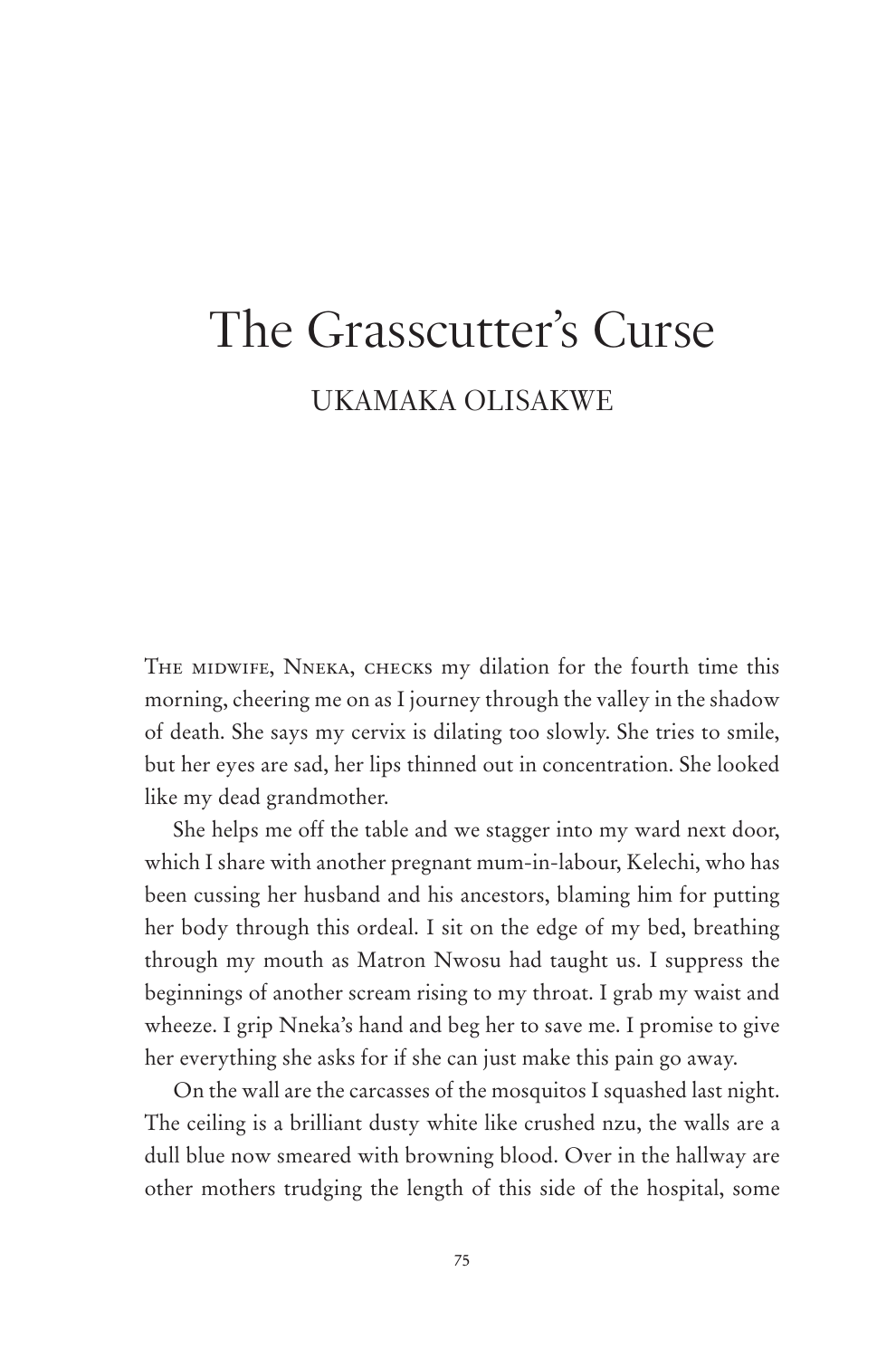# The Grasscutter's Curse

## UKAMAKA OLISAKWE

The midwife, Nneka, checks my dilation for the fourth time this morning, cheering me on as I journey through the valley in the shadow of death. She says my cervix is dilating too slowly. She tries to smile, but her eyes are sad, her lips thinned out in concentration. She looked like my dead grandmother.

She helps me off the table and we stagger into my ward next door, which I share with another pregnant mum-in-labour, Kelechi, who has been cussing her husband and his ancestors, blaming him for putting her body through this ordeal. I sit on the edge of my bed, breathing through my mouth as Matron Nwosu had taught us. I suppress the beginnings of another scream rising to my throat. I grab my waist and wheeze. I grip Nneka's hand and beg her to save me. I promise to give her everything she asks for if she can just make this pain go away.

On the wall are the carcasses of the mosquitos I squashed last night. The ceiling is a brilliant dusty white like crushed nzu, the walls are a dull blue now smeared with browning blood. Over in the hallway are other mothers trudging the length of this side of the hospital, some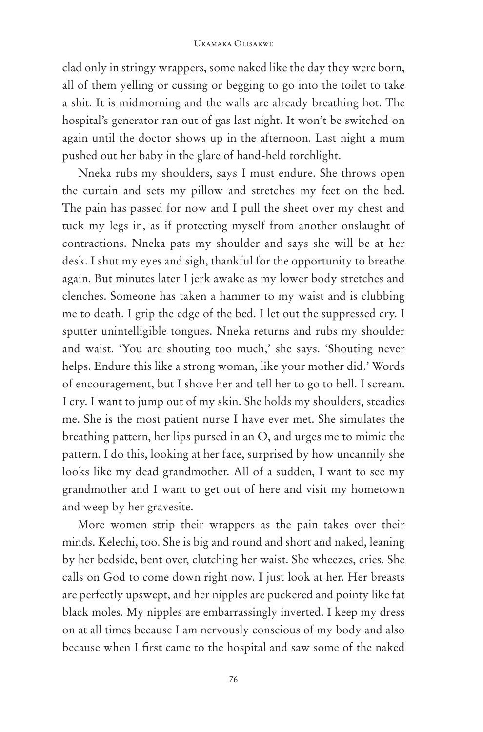clad only in stringy wrappers, some naked like the day they were born, all of them yelling or cussing or begging to go into the toilet to take a shit. It is midmorning and the walls are already breathing hot. The hospital's generator ran out of gas last night. It won't be switched on again until the doctor shows up in the afternoon. Last night a mum pushed out her baby in the glare of hand-held torchlight.

Nneka rubs my shoulders, says I must endure. She throws open the curtain and sets my pillow and stretches my feet on the bed. The pain has passed for now and I pull the sheet over my chest and tuck my legs in, as if protecting myself from another onslaught of contractions. Nneka pats my shoulder and says she will be at her desk. I shut my eyes and sigh, thankful for the opportunity to breathe again. But minutes later I jerk awake as my lower body stretches and clenches. Someone has taken a hammer to my waist and is clubbing me to death. I grip the edge of the bed. I let out the suppressed cry. I sputter unintelligible tongues. Nneka returns and rubs my shoulder and waist. 'You are shouting too much,' she says. 'Shouting never helps. Endure this like a strong woman, like your mother did.' Words of encouragement, but I shove her and tell her to go to hell. I scream. I cry. I want to jump out of my skin. She holds my shoulders, steadies me. She is the most patient nurse I have ever met. She simulates the breathing pattern, her lips pursed in an O, and urges me to mimic the pattern. I do this, looking at her face, surprised by how uncannily she looks like my dead grandmother. All of a sudden, I want to see my grandmother and I want to get out of here and visit my hometown and weep by her gravesite.

More women strip their wrappers as the pain takes over their minds. Kelechi, too. She is big and round and short and naked, leaning by her bedside, bent over, clutching her waist. She wheezes, cries. She calls on God to come down right now. I just look at her. Her breasts are perfectly upswept, and her nipples are puckered and pointy like fat black moles. My nipples are embarrassingly inverted. I keep my dress on at all times because I am nervously conscious of my body and also because when I first came to the hospital and saw some of the naked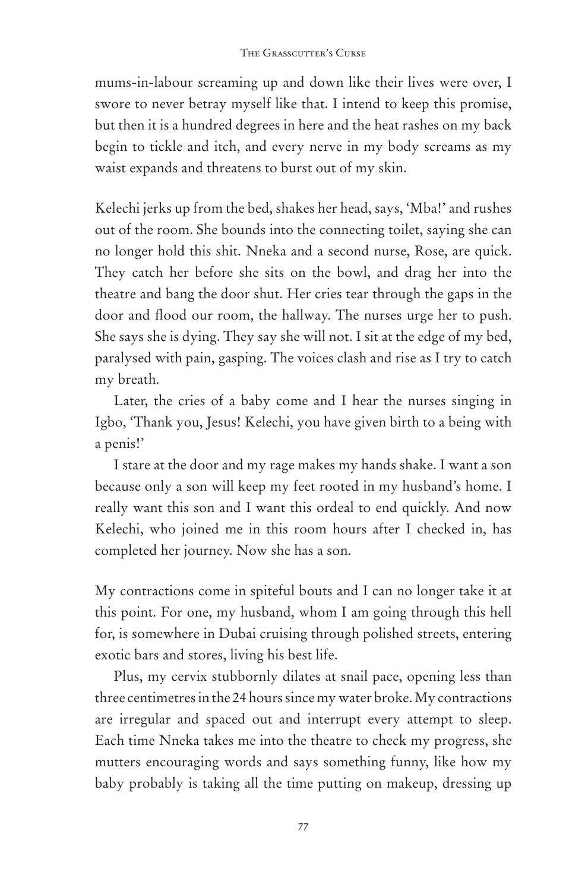mums-in-labour screaming up and down like their lives were over, I swore to never betray myself like that. I intend to keep this promise, but then it is a hundred degrees in here and the heat rashes on my back begin to tickle and itch, and every nerve in my body screams as my waist expands and threatens to burst out of my skin.

Kelechi jerks up from the bed, shakes her head, says, 'Mba!' and rushes out of the room. She bounds into the connecting toilet, saying she can no longer hold this shit. Nneka and a second nurse, Rose, are quick. They catch her before she sits on the bowl, and drag her into the theatre and bang the door shut. Her cries tear through the gaps in the door and flood our room, the hallway. The nurses urge her to push. She says she is dying. They say she will not. I sit at the edge of my bed, paralysed with pain, gasping. The voices clash and rise as I try to catch my breath.

Later, the cries of a baby come and I hear the nurses singing in Igbo, 'Thank you, Jesus! Kelechi, you have given birth to a being with a penis!'

I stare at the door and my rage makes my hands shake. I want a son because only a son will keep my feet rooted in my husband's home. I really want this son and I want this ordeal to end quickly. And now Kelechi, who joined me in this room hours after I checked in, has completed her journey. Now she has a son.

My contractions come in spiteful bouts and I can no longer take it at this point. For one, my husband, whom I am going through this hell for, is somewhere in Dubai cruising through polished streets, entering exotic bars and stores, living his best life.

Plus, my cervix stubbornly dilates at snail pace, opening less than three centimetres in the 24 hours since my water broke. My contractions are irregular and spaced out and interrupt every attempt to sleep. Each time Nneka takes me into the theatre to check my progress, she mutters encouraging words and says something funny, like how my baby probably is taking all the time putting on makeup, dressing up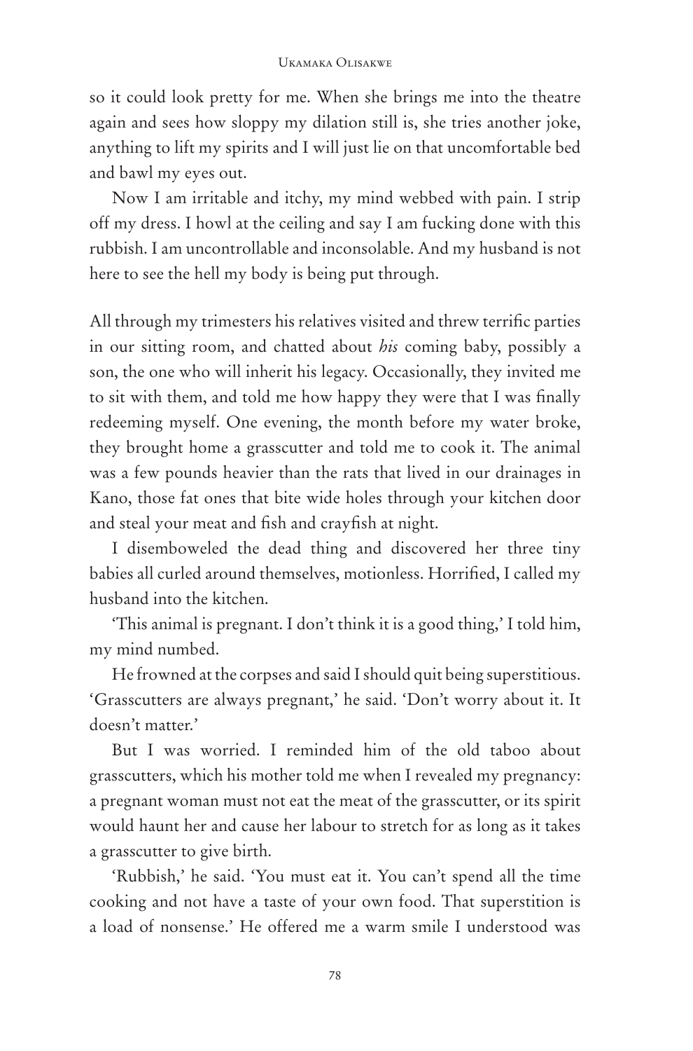so it could look pretty for me. When she brings me into the theatre again and sees how sloppy my dilation still is, she tries another joke, anything to lift my spirits and I will just lie on that uncomfortable bed and bawl my eyes out.

Now I am irritable and itchy, my mind webbed with pain. I strip off my dress. I howl at the ceiling and say I am fucking done with this rubbish. I am uncontrollable and inconsolable. And my husband is not here to see the hell my body is being put through.

All through my trimesters his relatives visited and threw terrific parties in our sitting room, and chatted about *his* coming baby, possibly a son, the one who will inherit his legacy. Occasionally, they invited me to sit with them, and told me how happy they were that I was finally redeeming myself. One evening, the month before my water broke, they brought home a grasscutter and told me to cook it. The animal was a few pounds heavier than the rats that lived in our drainages in Kano, those fat ones that bite wide holes through your kitchen door and steal your meat and fish and crayfish at night.

I disemboweled the dead thing and discovered her three tiny babies all curled around themselves, motionless. Horrified, I called my husband into the kitchen.

'This animal is pregnant. I don't think it is a good thing,' I told him, my mind numbed.

He frowned at the corpses and said I should quit being superstitious. 'Grasscutters are always pregnant,' he said. 'Don't worry about it. It doesn't matter.'

But I was worried. I reminded him of the old taboo about grasscutters, which his mother told me when I revealed my pregnancy: a pregnant woman must not eat the meat of the grasscutter, or its spirit would haunt her and cause her labour to stretch for as long as it takes a grasscutter to give birth.

'Rubbish,' he said. 'You must eat it. You can't spend all the time cooking and not have a taste of your own food. That superstition is a load of nonsense.' He offered me a warm smile I understood was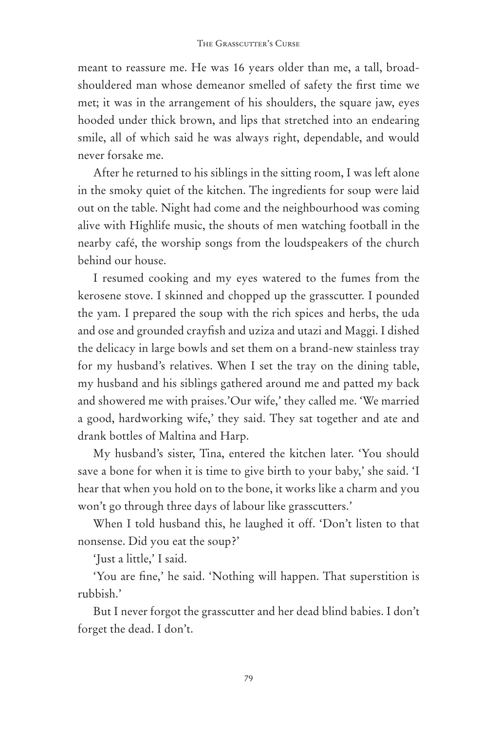meant to reassure me. He was 16 years older than me, a tall, broad-shouldered man whose demeanor smelled of safety the first time we met; it was in the arrangement of his shoulders, the square jaw, eyes hooded under thick brown, and lips that stretched into an endearing smile, all of which said he was always right, dependable, and would never forsake me.

After he returned to his siblings in the sitting room, I was left alone in the smoky quiet of the kitchen. The ingredients for soup were laid out on the table. Night had come and the neighbourhood was coming alive with Highlife music, the shouts of men watching football in the nearby café, the worship songs from the loudspeakers of the church behind our house.

I resumed cooking and my eyes watered to the fumes from the kerosene stove. I skinned and chopped up the grasscutter. I pounded the yam. I prepared the soup with the rich spices and herbs, the uda and ose and grounded crayfish and uziza and utazi and Maggi. I dished the delicacy in large bowls and set them on a brand-new stainless tray for my husband's relatives. When I set the tray on the dining table, my husband and his siblings gathered around me and patted my back and showered me with praises.'Our wife,' they called me. 'We married a good, hardworking wife,' they said. They sat together and ate and drank bottles of Maltina and Harp.

My husband's sister, Tina, entered the kitchen later. 'You should save a bone for when it is time to give birth to your baby,' she said. 'I hear that when you hold on to the bone, it works like a charm and you won't go through three days of labour like grasscutters.'

When I told husband this, he laughed it off. 'Don't listen to that nonsense. Did you eat the soup?'

'Just a little,' I said.

'You are fine,' he said. 'Nothing will happen. That superstition is rubbish.'

But I never forgot the grasscutter and her dead blind babies. I don't forget the dead. I don't.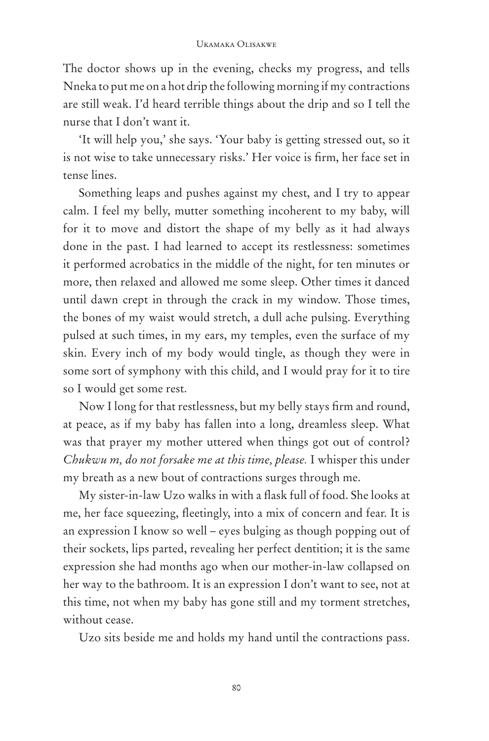The doctor shows up in the evening, checks my progress, and tells Nneka to put me on a hot drip the following morning if my contractions are still weak. I'd heard terrible things about the drip and so I tell the nurse that I don't want it.

'It will help you,' she says. 'Your baby is getting stressed out, so it is not wise to take unnecessary risks.' Her voice is firm, her face set in tense lines.

Something leaps and pushes against my chest, and I try to appear calm. I feel my belly, mutter something incoherent to my baby, will for it to move and distort the shape of my belly as it had always done in the past. I had learned to accept its restlessness: sometimes it performed acrobatics in the middle of the night, for ten minutes or more, then relaxed and allowed me some sleep. Other times it danced until dawn crept in through the crack in my window. Those times, the bones of my waist would stretch, a dull ache pulsing. Everything pulsed at such times, in my ears, my temples, even the surface of my skin. Every inch of my body would tingle, as though they were in some sort of symphony with this child, and I would pray for it to tire so I would get some rest.

Now I long for that restlessness, but my belly stays firm and round, at peace, as if my baby has fallen into a long, dreamless sleep. What was that prayer my mother uttered when things got out of control? *Chukwu m, do not forsake me at this time, please.* I whisper this under my breath as a new bout of contractions surges through me.

My sister-in-law Uzo walks in with a flask full of food. She looks at me, her face squeezing, fleetingly, into a mix of concern and fear. It is an expression I know so well – eyes bulging as though popping out of their sockets, lips parted, revealing her perfect dentition; it is the same expression she had months ago when our mother-in-law collapsed on her way to the bathroom. It is an expression I don't want to see, not at this time, not when my baby has gone still and my torment stretches, without cease.

Uzo sits beside me and holds my hand until the contractions pass.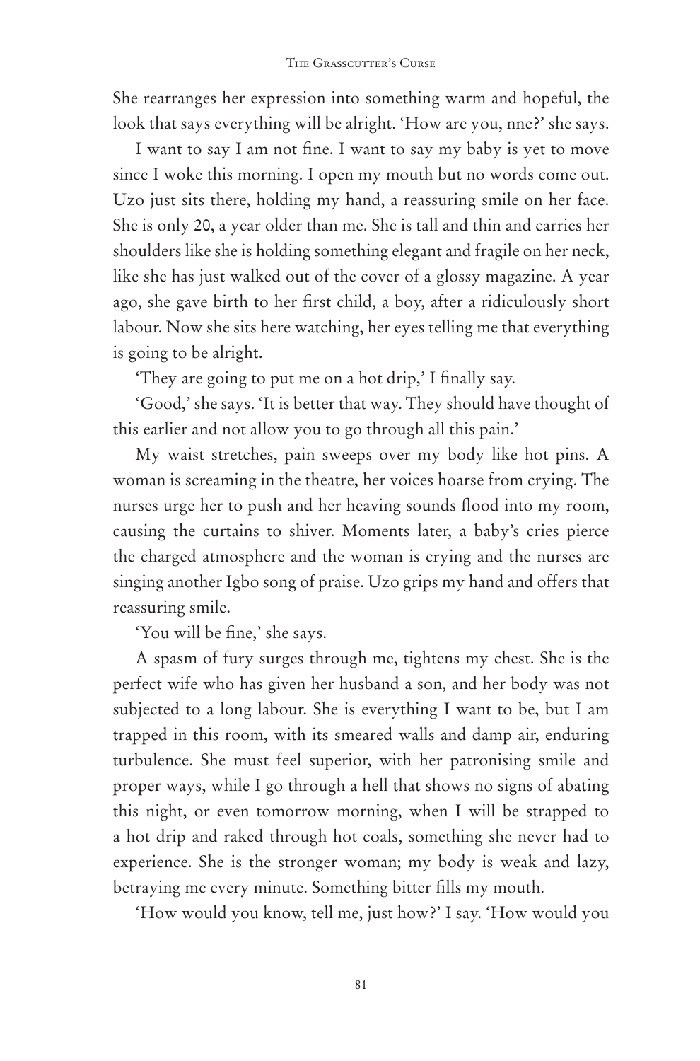She rearranges her expression into something warm and hopeful, the look that says everything will be alright. 'How are you, nne?' she says.

I want to say I am not fine. I want to say my baby is yet to move since I woke this morning. I open my mouth but no words come out. Uzo just sits there, holding my hand, a reassuring smile on her face. She is only 20, a year older than me. She is tall and thin and carries her shoulders like she is holding something elegant and fragile on her neck, like she has just walked out of the cover of a glossy magazine. A year ago, she gave birth to her first child, a boy, after a ridiculously short labour. Now she sits here watching, her eyes telling me that everything is going to be alright.

'They are going to put me on a hot drip,' I finally say.

'Good,' she says. 'It is better that way. They should have thought of this earlier and not allow you to go through all this pain.'

My waist stretches, pain sweeps over my body like hot pins. A woman is screaming in the theatre, her voices hoarse from crying. The nurses urge her to push and her heaving sounds flood into my room, causing the curtains to shiver. Moments later, a baby's cries pierce the charged atmosphere and the woman is crying and the nurses are singing another Igbo song of praise. Uzo grips my hand and offers that reassuring smile.

'You will be fine,' she says.

A spasm of fury surges through me, tightens my chest. She is the perfect wife who has given her husband a son, and her body was not subjected to a long labour. She is everything I want to be, but I am trapped in this room, with its smeared walls and damp air, enduring turbulence. She must feel superior, with her patronising smile and proper ways, while I go through a hell that shows no signs of abating this night, or even tomorrow morning, when I will be strapped to a hot drip and raked through hot coals, something she never had to experience. She is the stronger woman; my body is weak and lazy, betraying me every minute. Something bitter fills my mouth.

'How would you know, tell me, just how?' I say. 'How would you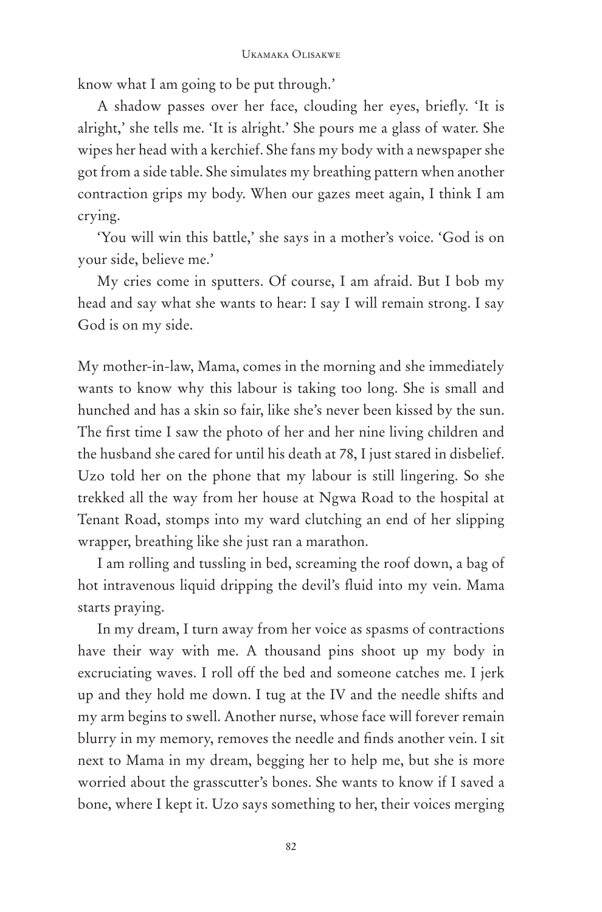know what I am going to be put through.'

A shadow passes over her face, clouding her eyes, briefly. 'It is alright,' she tells me. 'It is alright.' She pours me a glass of water. She wipes her head with a kerchief. She fans my body with a newspaper she got from a side table. She simulates my breathing pattern when another contraction grips my body. When our gazes meet again, I think I am crying.

'You will win this battle,' she says in a mother's voice. 'God is on your side, believe me.'

My cries come in sputters. Of course, I am afraid. But I bob my head and say what she wants to hear: I say I will remain strong. I say God is on my side.

My mother-in-law, Mama, comes in the morning and she immediately wants to know why this labour is taking too long. She is small and hunched and has a skin so fair, like she's never been kissed by the sun. The first time I saw the photo of her and her nine living children and the husband she cared for until his death at 78, I just stared in disbelief. Uzo told her on the phone that my labour is still lingering. So she trekked all the way from her house at Ngwa Road to the hospital at Tenant Road, stomps into my ward clutching an end of her slipping wrapper, breathing like she just ran a marathon.

I am rolling and tussling in bed, screaming the roof down, a bag of hot intravenous liquid dripping the devil's fluid into my vein. Mama starts praying.

In my dream, I turn away from her voice as spasms of contractions have their way with me. A thousand pins shoot up my body in excruciating waves. I roll off the bed and someone catches me. I jerk up and they hold me down. I tug at the IV and the needle shifts and my arm begins to swell. Another nurse, whose face will forever remain blurry in my memory, removes the needle and finds another vein. I sit next to Mama in my dream, begging her to help me, but she is more worried about the grasscutter's bones. She wants to know if I saved a bone, where I kept it. Uzo says something to her, their voices merging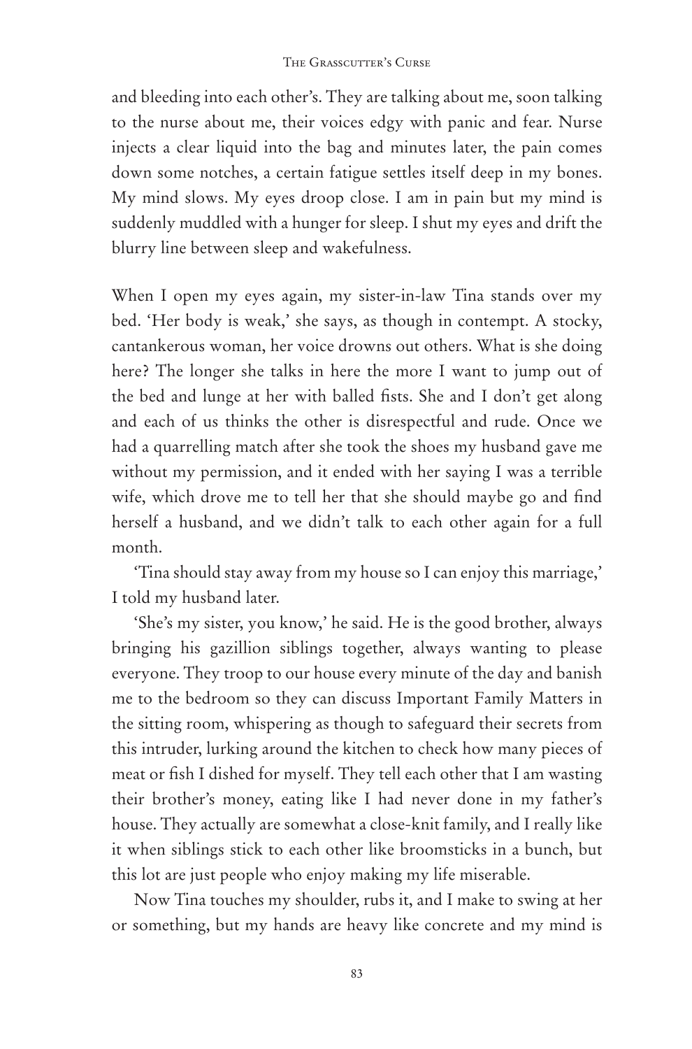and bleeding into each other's. They are talking about me, soon talking to the nurse about me, their voices edgy with panic and fear. Nurse injects a clear liquid into the bag and minutes later, the pain comes down some notches, a certain fatigue settles itself deep in my bones. My mind slows. My eyes droop close. I am in pain but my mind is suddenly muddled with a hunger for sleep. I shut my eyes and drift the blurry line between sleep and wakefulness.

When I open my eyes again, my sister-in-law Tina stands over my bed. 'Her body is weak,' she says, as though in contempt. A stocky, cantankerous woman, her voice drowns out others. What is she doing here? The longer she talks in here the more I want to jump out of the bed and lunge at her with balled fists. She and I don't get along and each of us thinks the other is disrespectful and rude. Once we had a quarrelling match after she took the shoes my husband gave me without my permission, and it ended with her saying I was a terrible wife, which drove me to tell her that she should maybe go and find herself a husband, and we didn't talk to each other again for a full month.

'Tina should stay away from my house so I can enjoy this marriage,' I told my husband later.

'She's my sister, you know,' he said. He is the good brother, always bringing his gazillion siblings together, always wanting to please everyone. They troop to our house every minute of the day and banish me to the bedroom so they can discuss Important Family Matters in the sitting room, whispering as though to safeguard their secrets from this intruder, lurking around the kitchen to check how many pieces of meat or fish I dished for myself. They tell each other that I am wasting their brother's money, eating like I had never done in my father's house. They actually are somewhat a close-knit family, and I really like it when siblings stick to each other like broomsticks in a bunch, but this lot are just people who enjoy making my life miserable.

Now Tina touches my shoulder, rubs it, and I make to swing at her or something, but my hands are heavy like concrete and my mind is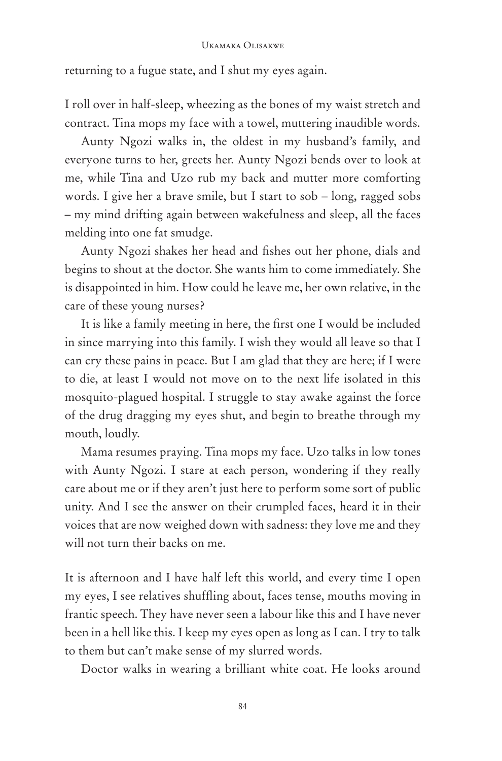returning to a fugue state, and I shut my eyes again.

I roll over in half-sleep, wheezing as the bones of my waist stretch and contract. Tina mops my face with a towel, muttering inaudible words.

Aunty Ngozi walks in, the oldest in my husband's family, and everyone turns to her, greets her. Aunty Ngozi bends over to look at me, while Tina and Uzo rub my back and mutter more comforting words. I give her a brave smile, but I start to sob – long, ragged sobs – my mind drifting again between wakefulness and sleep, all the faces melding into one fat smudge.

Aunty Ngozi shakes her head and fishes out her phone, dials and begins to shout at the doctor. She wants him to come immediately. She is disappointed in him. How could he leave me, her own relative, in the care of these young nurses?

It is like a family meeting in here, the first one I would be included in since marrying into this family. I wish they would all leave so that I can cry these pains in peace. But I am glad that they are here; if I were to die, at least I would not move on to the next life isolated in this mosquito-plagued hospital. I struggle to stay awake against the force of the drug dragging my eyes shut, and begin to breathe through my mouth, loudly.

Mama resumes praying. Tina mops my face. Uzo talks in low tones with Aunty Ngozi. I stare at each person, wondering if they really care about me or if they aren't just here to perform some sort of public unity. And I see the answer on their crumpled faces, heard it in their voices that are now weighed down with sadness: they love me and they will not turn their backs on me.

It is afternoon and I have half left this world, and every time I open my eyes, I see relatives shuffling about, faces tense, mouths moving in frantic speech. They have never seen a labour like this and I have never been in a hell like this. I keep my eyes open as long as I can. I try to talk to them but can't make sense of my slurred words.

Doctor walks in wearing a brilliant white coat. He looks around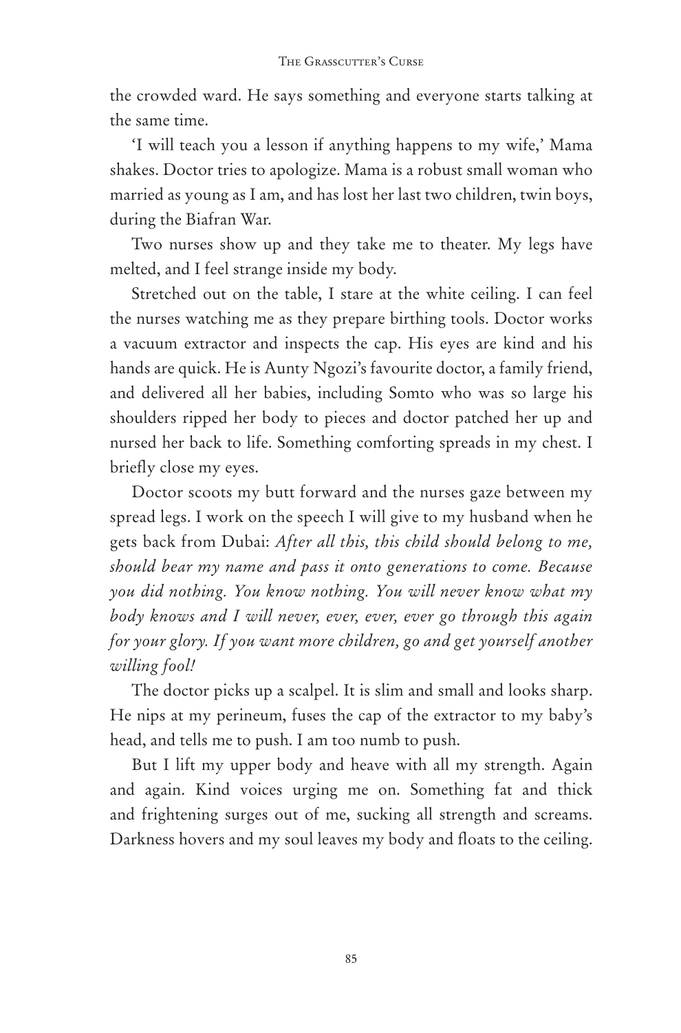the crowded ward. He says something and everyone starts talking at the same time.

'I will teach you a lesson if anything happens to my wife,' Mama shakes. Doctor tries to apologize. Mama is a robust small woman who married as young as I am, and has lost her last two children, twin boys, during the Biafran War.

Two nurses show up and they take me to theater. My legs have melted, and I feel strange inside my body.

Stretched out on the table, I stare at the white ceiling. I can feel the nurses watching me as they prepare birthing tools. Doctor works a vacuum extractor and inspects the cap. His eyes are kind and his hands are quick. He is Aunty Ngozi's favourite doctor, a family friend, and delivered all her babies, including Somto who was so large his shoulders ripped her body to pieces and doctor patched her up and nursed her back to life. Something comforting spreads in my chest. I briefly close my eyes.

Doctor scoots my butt forward and the nurses gaze between my spread legs. I work on the speech I will give to my husband when he gets back from Dubai: *After all this, this child should belong to me, should bear my name and pass it onto generations to come. Because you did nothing. You know nothing. You will never know what my body knows and I will never, ever, ever, ever go through this again for your glory. If you want more children, go and get yourself another willing fool!*

The doctor picks up a scalpel. It is slim and small and looks sharp. He nips at my perineum, fuses the cap of the extractor to my baby's head, and tells me to push. I am too numb to push.

But I lift my upper body and heave with all my strength. Again and again. Kind voices urging me on. Something fat and thick and frightening surges out of me, sucking all strength and screams. Darkness hovers and my soul leaves my body and floats to the ceiling.